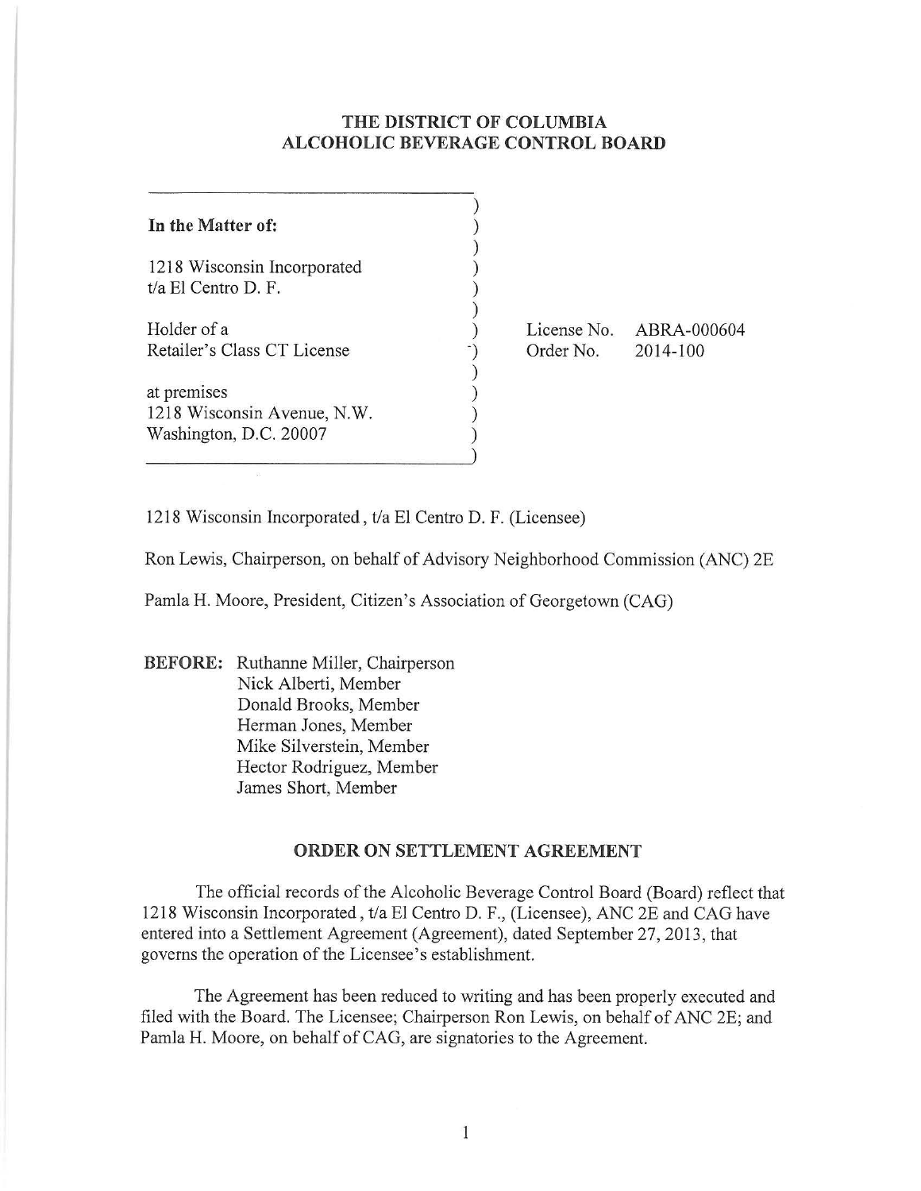# THE DISTRICT OF COLUMBIA ALCOHOLIC BEVERAGE CONTROL BOARD

**In the Matter of:**

1218 Wisconsin Incorporated
t/a El Centro D. F.

Holder of a
Retailer's Class CT License

at premises
1218 Wisconsin Avenue, N.W.
Washington, D.C. 20007

License No. ABRA-000604
Order No. 2014-100

1218 Wisconsin Incorporated, t/a El Centro D. F. (Licensee)

Ron Lewis, Chairperson, on behalf of Advisory Neighborhood Commission (ANC) 2E

Pamla H. Moore, President, Citizen's Association of Georgetown (CAG)

**BEFORE:** Ruthanne Miller, Chairperson
Nick Alberti, Member
Donald Brooks, Member
Herman Jones, Member
Mike Silverstein, Member
Hector Rodriguez, Member
James Short, Member

## ORDER ON SETTLEMENT AGREEMENT

The official records of the Alcoholic Beverage Control Board (Board) reflect that 1218 Wisconsin Incorporated, t/a El Centro D. F., (Licensee), ANC 2E and CAG have entered into a Settlement Agreement (Agreement), dated September 27, 2013, that governs the operation of the Licensee's establishment.

The Agreement has been reduced to writing and has been properly executed and filed with the Board. The Licensee; Chairperson Ron Lewis, on behalf of ANC 2E; and Pamla H. Moore, on behalf of CAG, are signatories to the Agreement.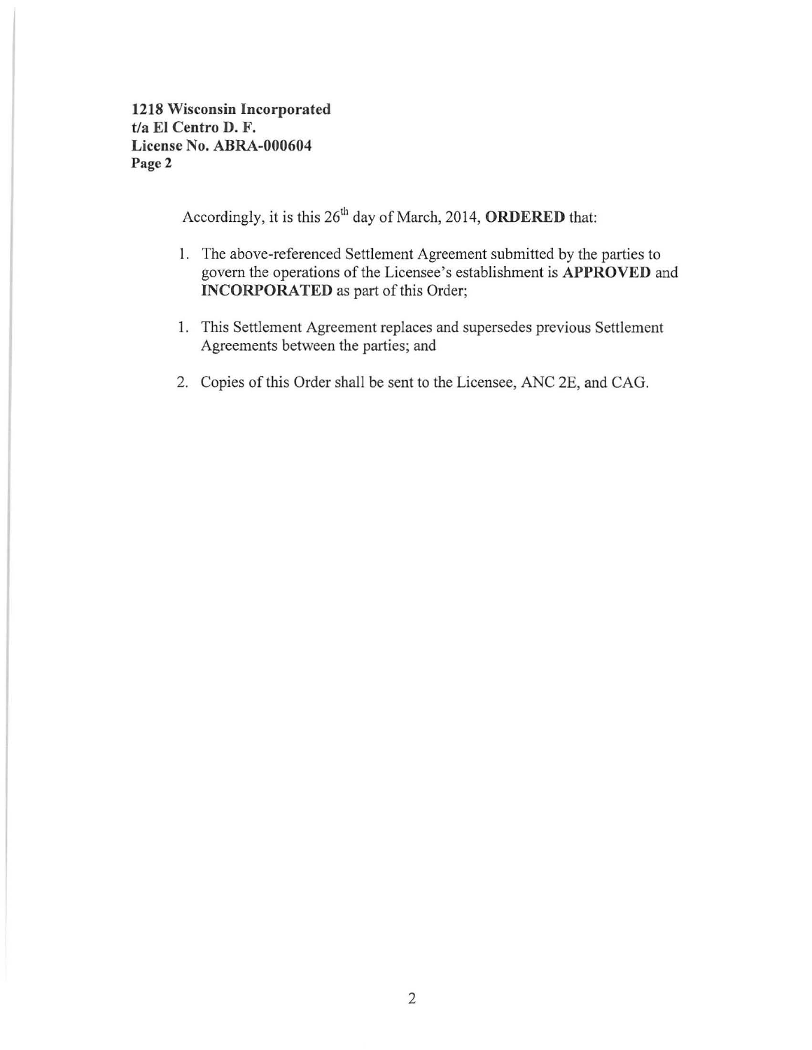**1218 Wisconsin Incorporated**
**t/a El Centro D. F.**
**License No. ABRA-000604**
**Page 2**

Accordingly, it is this 26th day of March, 2014, **ORDERED** that:

1. The above-referenced Settlement Agreement submitted by the parties to govern the operations of the Licensee's establishment is **APPROVED** and **INCORPORATED** as part of this Order;

1. This Settlement Agreement replaces and supersedes previous Settlement Agreements between the parties; and

2. Copies of this Order shall be sent to the Licensee, ANC 2E, and CAG.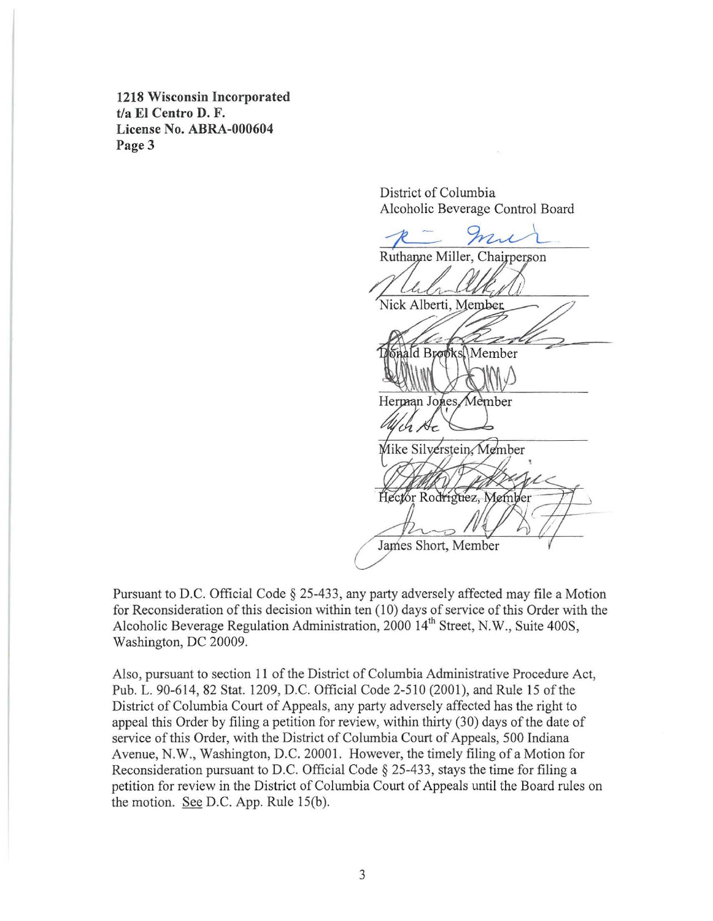**1218 Wisconsin Incorporated**
**t/a El Centro D. F.**
**License No. ABRA-000604**
**Page 3**

District of Columbia
Alcoholic Beverage Control Board

Ruthanne Miller, Chairperson

Nick Alberti, Member

Donald Brooks, Member

Herman Jones, Member

Mike Silverstein, Member

Hector Rodriguez, Member

James Short, Member

Pursuant to D.C. Official Code § 25-433, any party adversely affected may file a Motion for Reconsideration of this decision within ten (10) days of service of this Order with the Alcoholic Beverage Regulation Administration, 2000 14th Street, N.W., Suite 400S, Washington, DC 20009.

Also, pursuant to section 11 of the District of Columbia Administrative Procedure Act, Pub. L. 90-614, 82 Stat. 1209, D.C. Official Code 2-510 (2001), and Rule 15 of the District of Columbia Court of Appeals, any party adversely affected has the right to appeal this Order by filing a petition for review, within thirty (30) days of the date of service of this Order, with the District of Columbia Court of Appeals, 500 Indiana Avenue, N.W., Washington, D.C. 20001. However, the timely filing of a Motion for Reconsideration pursuant to D.C. Official Code § 25-433, stays the time for filing a petition for review in the District of Columbia Court of Appeals until the Board rules on the motion. See D.C. App. Rule 15(b).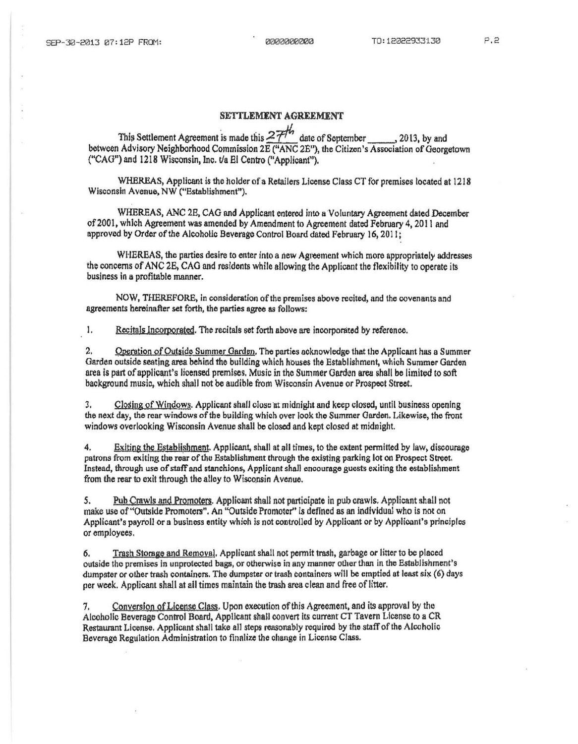# SETTLEMENT AGREEMENT

This Settlement Agreement is made this 27th date of September \_\_\_\_\_\_, 2013, by and between Advisory Neighborhood Commission 2E ("ANC 2E"), the Citizen's Association of Georgetown ("CAG") and 1218 Wisconsin, Inc. t/a El Centro ("Applicant").

WHEREAS, Applicant is the holder of a Retailers License Class CT for premises located at 1218 Wisconsin Avenue, NW ("Establishment").

WHEREAS, ANC 2E, CAG and Applicant entered into a Voluntary Agreement dated December of 2001, which Agreement was amended by Amendment to Agreement dated February 4, 2011 and approved by Order of the Alcoholic Beverage Control Board dated February 16, 2011;

WHEREAS, the parties desire to enter into a new Agreement which more appropriately addresses the concerns of ANC 2E, CAG and residents while allowing the Applicant the flexibility to operate its business in a profitable manner.

NOW, THEREFORE, in consideration of the premises above recited, and the covenants and agreements hereinafter set forth, the parties agree as follows:

1. Recitals Incorporated. The recitals set forth above are incorporated by reference.

2. Operation of Outside Summer Garden. The parties acknowledge that the Applicant has a Summer Garden outside seating area behind the building which houses the Establishment, which Summer Garden area is part of applicant's licensed premises. Music in the Summer Garden area shall be limited to soft background music, which shall not be audible from Wisconsin Avenue or Prospect Street.

3. Closing of Windows. Applicant shall close at midnight and keep closed, until business opening the next day, the rear windows of the building which over look the Summer Garden. Likewise, the front windows overlooking Wisconsin Avenue shall be closed and kept closed at midnight.

4. Exiting the Establishment. Applicant, shall at all times, to the extent permitted by law, discourage patrons from exiting the rear of the Establishment through the existing parking lot on Prospect Street. Instead, through use of staff and stanchions, Applicant shall encourage guests exiting the establishment from the rear to exit through the alley to Wisconsin Avenue.

5. Pub Crawls and Promoters. Applicant shall not participate in pub crawls. Applicant shall not make use of "Outside Promoters". An "Outside Promoter" is defined as an individual who is not on Applicant's payroll or a business entity which is not controlled by Applicant or by Applicant's principles or employees.

6. Trash Storage and Removal. Applicant shall not permit trash, garbage or litter to be placed outside the premises in unprotected bags, or otherwise in any manner other than in the Establishment's dumpster or other trash containers. The dumpster or trash containers will be emptied at least six (6) days per week. Applicant shall at all times maintain the trash area clean and free of litter.

7. Conversion of License Class. Upon execution of this Agreement, and its approval by the Alcoholic Beverage Control Board, Applicant shall convert its current CT Tavern License to a CR Restaurant License. Applicant shall take all steps reasonably required by the staff of the Alcoholic Beverage Regulation Administration to finalize the change in License Class.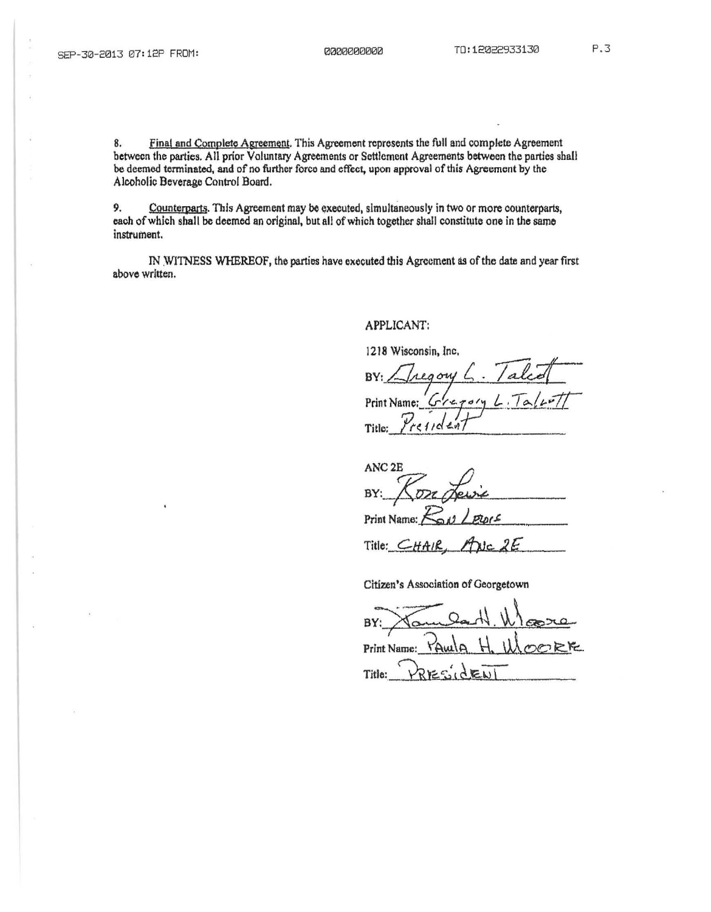8. Final and Complete Agreement. This Agreement represents the full and complete Agreement between the parties. All prior Voluntary Agreements or Settlement Agreements between the parties shall be deemed terminated, and of no further force and effect, upon approval of this Agreement by the Alcoholic Beverage Control Board.

9. Counterparts. This Agreement may be executed, simultaneously in two or more counterparts, each of which shall be deemed an original, but all of which together shall constitute one in the same instrument.

IN WITNESS WHEREOF, the parties have executed this Agreement as of the date and year first above written.

APPLICANT:

1218 Wisconsin, Inc.

BY: Gregory L. Talcott

Print Name: Gregory L. Talcott

Title: President

ANC 2E

BY: Ron Lewis

Print Name: Ron Lewis

Title: CHAIR, ANC 2E

Citizen's Association of Georgetown

BY: Pamela H. Moore

Print Name: PAMELA H. MOORE

Title: PRESIDENT